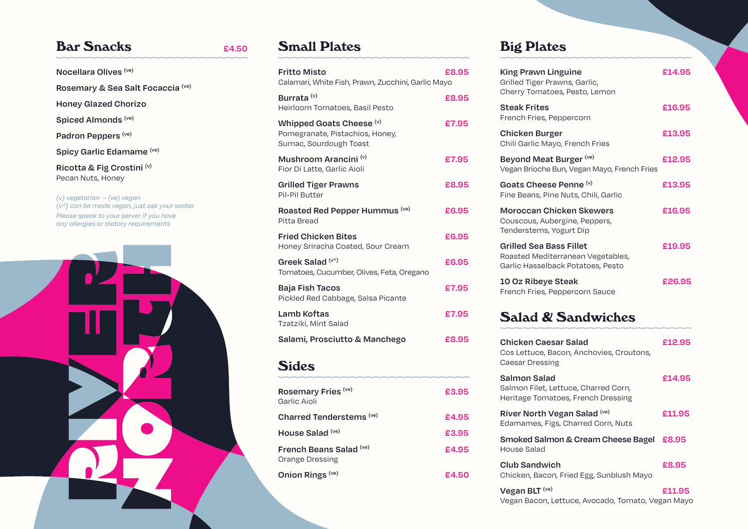## Bar Snacks — £4.50

**Nocellara Olives** (ve)

**Rosemary & Sea Salt Focaccia** (ve)

**Honey Glazed Chorizo**

**Spiced Almonds** (ve)

**Padron Peppers** (ve)

**Spicy Garlic Edamame** (ve)

**Ricotta & Fig Crostini** (v)
Pecan Nuts, Honey

*(v) vegetarian – (ve) vegan*
*(v\*) can be made vegan, just ask your waiter*
*Please speak to your server if you have any allergies or dietary requirements*

RIVER NORTH

## Small Plates

**Fritto Misto** — £8.95
Calamari, White Fish, Prawn, Zucchini, Garlic Mayo

**Burrata** (v) — £8.95
Heirloom Tomatoes, Basil Pesto

**Whipped Goats Cheese** (v) — £7.95
Pomegranate, Pistachios, Honey, Sumac, Sourdough Toast

**Mushroom Arancini** (v) — £7.95
Fior Di Latte, Garlic Aioli

**Grilled Tiger Prawns** — £8.95
Pil-Pil Butter

**Roasted Red Pepper Hummus** (ve) — £6.95
Pitta Bread

**Fried Chicken Bites** — £6.95
Honey Sriracha Coated, Sour Cream

**Greek Salad** (v\*) — £6.95
Tomatoes, Cucumber, Olives, Feta, Oregano

**Baja Fish Tacos** — £7.95
Pickled Red Cabbage, Salsa Picante

**Lamb Koftas** — £7.95
Tzatziki, Mint Salad

**Salami, Prosciutto & Manchego** — £8.95

## Sides

**Rosemary Fries** (ve) — £3.95
Garlic Aioli

**Charred Tenderstems** (ve) — £4.95

**House Salad** (ve) — £3.95

**French Beans Salad** (ve) — £4.95
Orange Dressing

**Onion Rings** (ve) — £4.50

## Big Plates

**King Prawn Linguine** — £14.95
Grilled Tiger Prawns, Garlic, Cherry Tomatoes, Pesto, Lemon

**Steak Frites** — £16.95
French Fries, Peppercorn

**Chicken Burger** — £13.95
Chili Garlic Mayo, French Fries

**Beyond Meat Burger** (ve) — £12.95
Vegan Brioche Bun, Vegan Mayo, French Fries

**Goats Cheese Penne** (v) — £13.95
Fine Beans, Pine Nuts, Chili, Garlic

**Moroccan Chicken Skewers** — £16.95
Couscous, Aubergine, Peppers, Tenderstems, Yogurt Dip

**Grilled Sea Bass Fillet** — £19.95
Roasted Mediterranean Vegetables, Garlic Hasselback Potatoes, Pesto

**10 Oz Ribeye Steak** — £26.95
French Fries, Peppercorn Sauce

## Salad & Sandwiches

**Chicken Caesar Salad** — £12.95
Cos Lettuce, Bacon, Anchovies, Croutons, Caesar Dressing

**Salmon Salad** — £14.95
Salmon Filet, Lettuce, Charred Corn, Heritage Tomatoes, French Dressing

**River North Vegan Salad** (ve) — £11.95
Edamames, Figs, Charred Corn, Nuts

**Smoked Salmon & Cream Cheese Bagel** — £8.95
House Salad

**Club Sandwich** — £8.95
Chicken, Bacon, Fried Egg, Sunblush Mayo

**Vegan BLT** (ve) — £11.95
Vegan Bacon, Lettuce, Avocado, Tomato, Vegan Mayo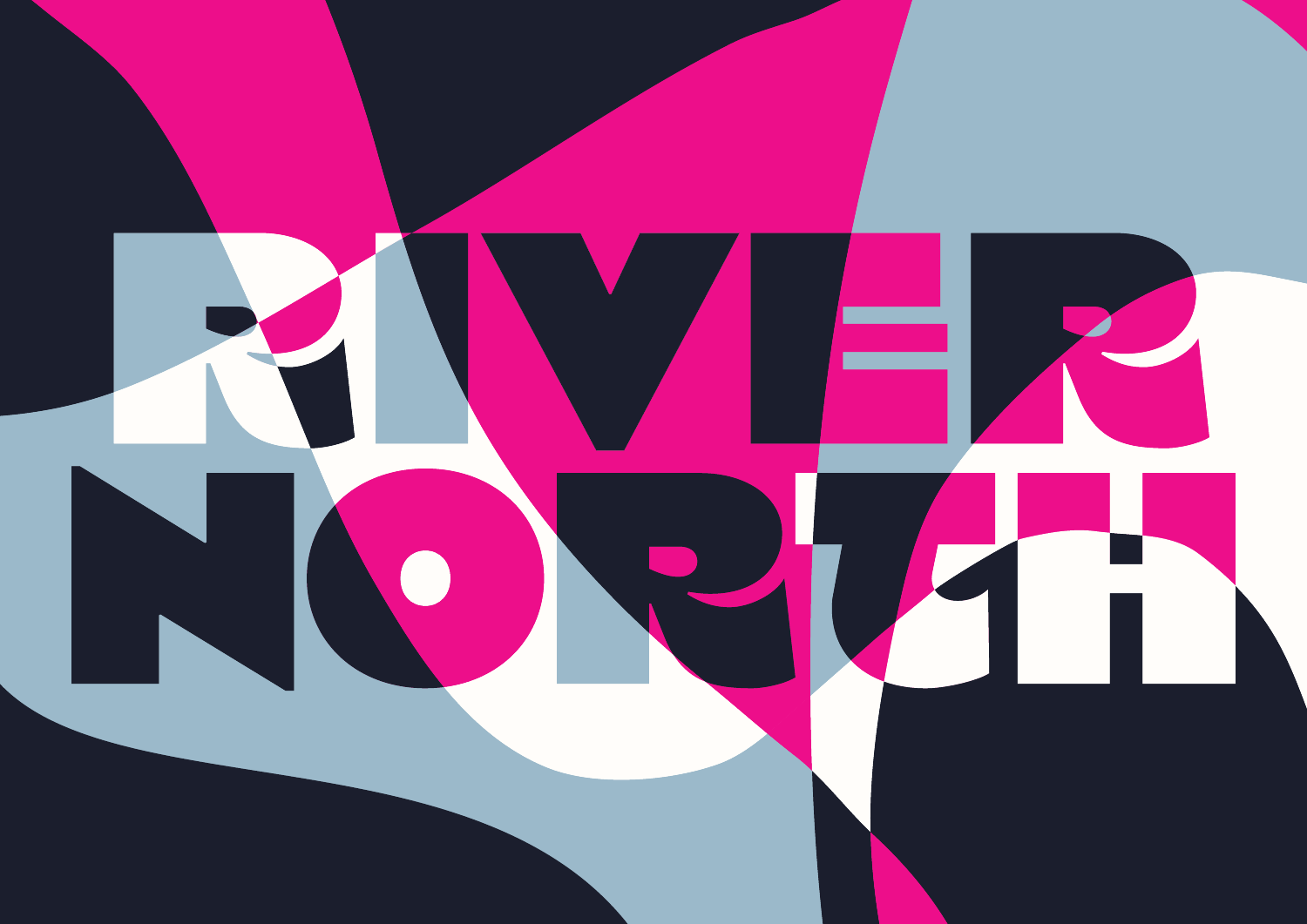RIVER NORTH